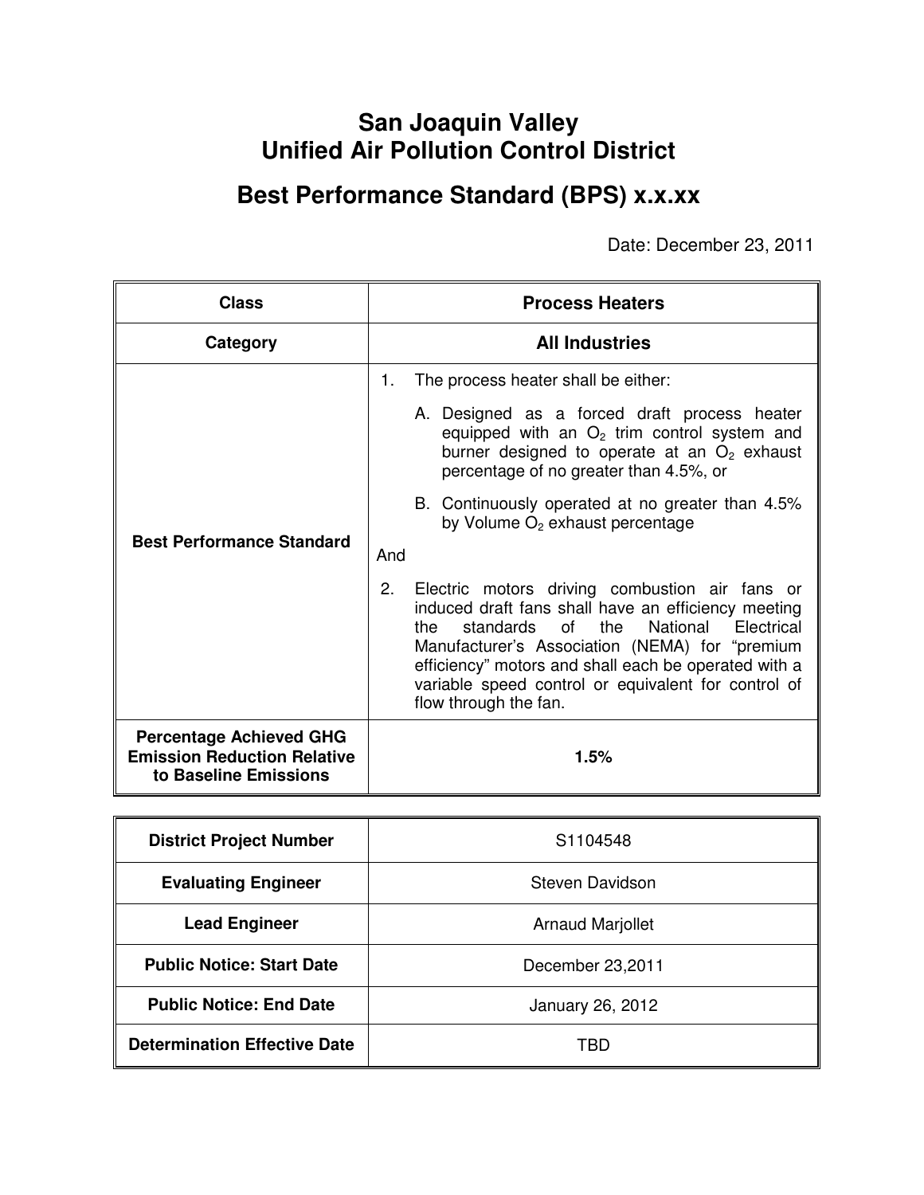# San Joaquin Valley Unified Air Pollution Control District

## Best Performance Standard (BPS) x.x.xx

Date: December 23, 2011

| Class | Process Heaters |
|---|---|
| **Category** | **All Industries** |
| **Best Performance Standard** | 1. The process heater shall be either:<br>A. Designed as a forced draft process heater equipped with an $O_2$ trim control system and burner designed to operate at an $O_2$ exhaust percentage of no greater than 4.5%, or<br>B. Continuously operated at no greater than 4.5% by Volume $O_2$ exhaust percentage<br>And<br>2. Electric motors driving combustion air fans or induced draft fans shall have an efficiency meeting the standards of the National Electrical Manufacturer's Association (NEMA) for "premium efficiency" motors and shall each be operated with a variable speed control or equivalent for control of flow through the fan. |
| **Percentage Achieved GHG Emission Reduction Relative to Baseline Emissions** | **1.5%** |

| District Project Number | S1104548 |
|---|---|
| **Evaluating Engineer** | Steven Davidson |
| **Lead Engineer** | Arnaud Marjollet |
| **Public Notice: Start Date** | December 23,2011 |
| **Public Notice: End Date** | January 26, 2012 |
| **Determination Effective Date** | TBD |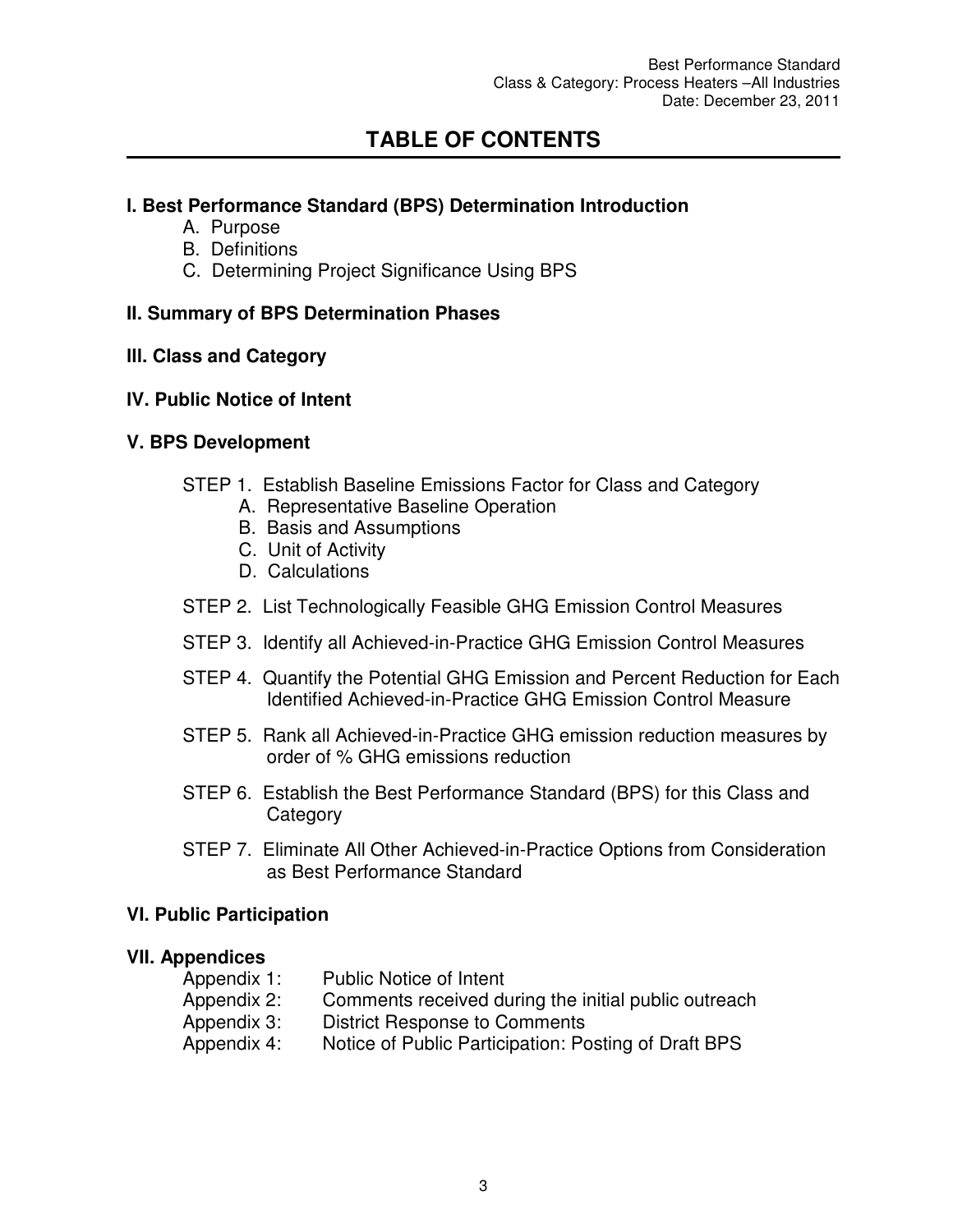# TABLE OF CONTENTS

**I. Best Performance Standard (BPS) Determination Introduction**

- A. Purpose
- B. Definitions
- C. Determining Project Significance Using BPS

**II. Summary of BPS Determination Phases**

**III. Class and Category**

**IV. Public Notice of Intent**

**V. BPS Development**

STEP 1. Establish Baseline Emissions Factor for Class and Category
- A. Representative Baseline Operation
- B. Basis and Assumptions
- C. Unit of Activity
- D. Calculations

STEP 2. List Technologically Feasible GHG Emission Control Measures

STEP 3. Identify all Achieved-in-Practice GHG Emission Control Measures

STEP 4. Quantify the Potential GHG Emission and Percent Reduction for Each Identified Achieved-in-Practice GHG Emission Control Measure

STEP 5. Rank all Achieved-in-Practice GHG emission reduction measures by order of % GHG emissions reduction

STEP 6. Establish the Best Performance Standard (BPS) for this Class and Category

STEP 7. Eliminate All Other Achieved-in-Practice Options from Consideration as Best Performance Standard

**VI. Public Participation**

**VII. Appendices**

- Appendix 1: Public Notice of Intent
- Appendix 2: Comments received during the initial public outreach
- Appendix 3: District Response to Comments
- Appendix 4: Notice of Public Participation: Posting of Draft BPS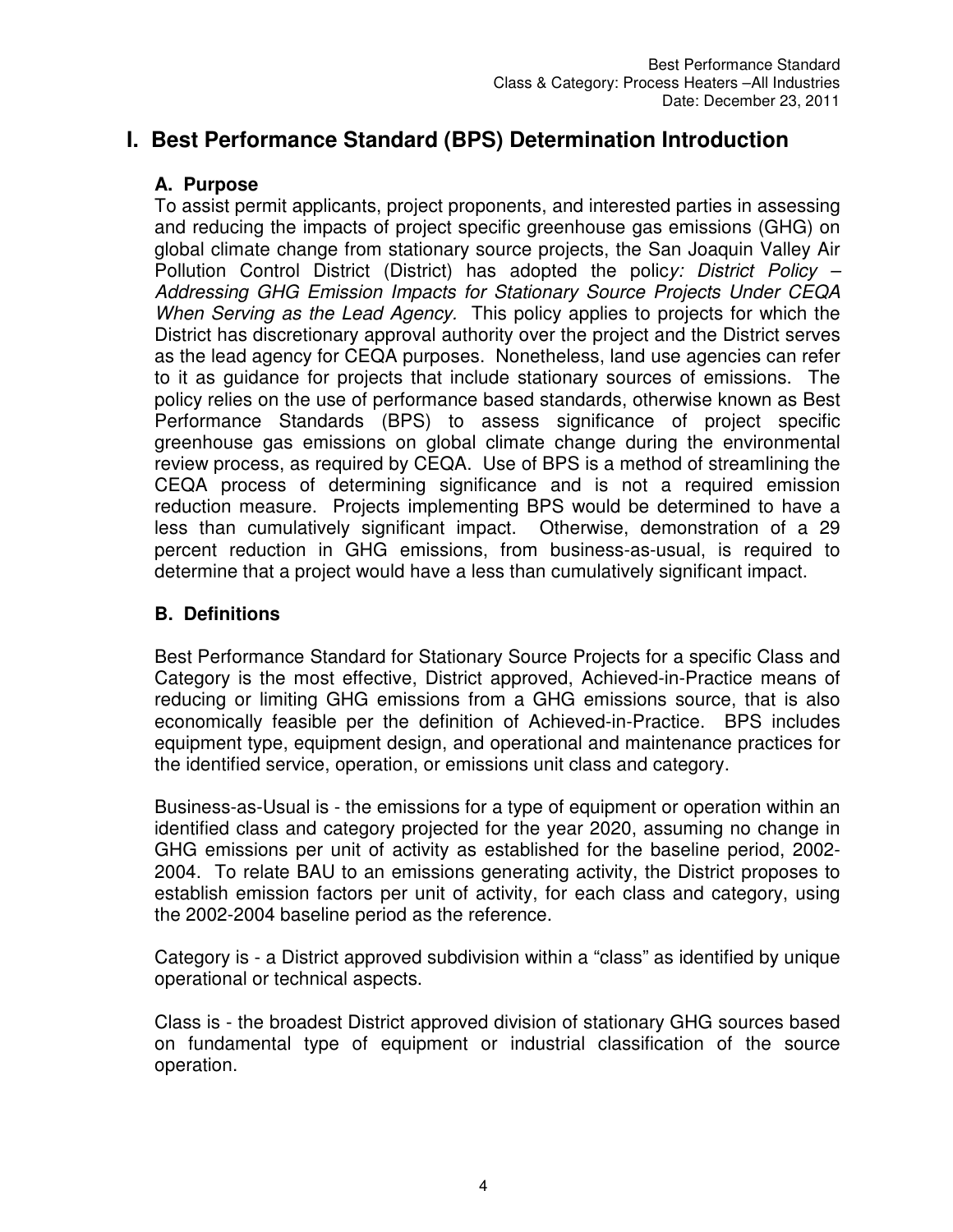# I. Best Performance Standard (BPS) Determination Introduction

## A. Purpose

To assist permit applicants, project proponents, and interested parties in assessing and reducing the impacts of project specific greenhouse gas emissions (GHG) on global climate change from stationary source projects, the San Joaquin Valley Air Pollution Control District (District) has adopted the polic*y: District Policy – Addressing GHG Emission Impacts for Stationary Source Projects Under CEQA When Serving as the Lead Agency.* This policy applies to projects for which the District has discretionary approval authority over the project and the District serves as the lead agency for CEQA purposes. Nonetheless, land use agencies can refer to it as guidance for projects that include stationary sources of emissions. The policy relies on the use of performance based standards, otherwise known as Best Performance Standards (BPS) to assess significance of project specific greenhouse gas emissions on global climate change during the environmental review process, as required by CEQA. Use of BPS is a method of streamlining the CEQA process of determining significance and is not a required emission reduction measure. Projects implementing BPS would be determined to have a less than cumulatively significant impact. Otherwise, demonstration of a 29 percent reduction in GHG emissions, from business-as-usual, is required to determine that a project would have a less than cumulatively significant impact.

## B. Definitions

Best Performance Standard for Stationary Source Projects for a specific Class and Category is the most effective, District approved, Achieved-in-Practice means of reducing or limiting GHG emissions from a GHG emissions source, that is also economically feasible per the definition of Achieved-in-Practice. BPS includes equipment type, equipment design, and operational and maintenance practices for the identified service, operation, or emissions unit class and category.

Business-as-Usual is - the emissions for a type of equipment or operation within an identified class and category projected for the year 2020, assuming no change in GHG emissions per unit of activity as established for the baseline period, 2002-2004. To relate BAU to an emissions generating activity, the District proposes to establish emission factors per unit of activity, for each class and category, using the 2002-2004 baseline period as the reference.

Category is - a District approved subdivision within a "class" as identified by unique operational or technical aspects.

Class is - the broadest District approved division of stationary GHG sources based on fundamental type of equipment or industrial classification of the source operation.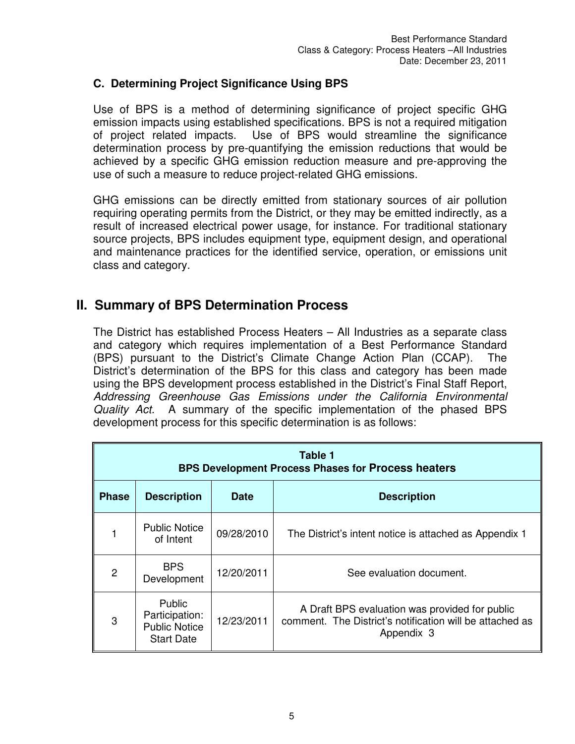### C. Determining Project Significance Using BPS

Use of BPS is a method of determining significance of project specific GHG emission impacts using established specifications. BPS is not a required mitigation of project related impacts. Use of BPS would streamline the significance determination process by pre-quantifying the emission reductions that would be achieved by a specific GHG emission reduction measure and pre-approving the use of such a measure to reduce project-related GHG emissions.

GHG emissions can be directly emitted from stationary sources of air pollution requiring operating permits from the District, or they may be emitted indirectly, as a result of increased electrical power usage, for instance. For traditional stationary source projects, BPS includes equipment type, equipment design, and operational and maintenance practices for the identified service, operation, or emissions unit class and category.

## II. Summary of BPS Determination Process

The District has established Process Heaters – All Industries as a separate class and category which requires implementation of a Best Performance Standard (BPS) pursuant to the District's Climate Change Action Plan (CCAP). The District's determination of the BPS for this class and category has been made using the BPS development process established in the District's Final Staff Report, *Addressing Greenhouse Gas Emissions under the California Environmental Quality Act*. A summary of the specific implementation of the phased BPS development process for this specific determination is as follows:

**Table 1**
**BPS Development Process Phases for Process heaters**

| Phase | Description | Date | Description |
|---|---|---|---|
| 1 | Public Notice of Intent | 09/28/2010 | The District's intent notice is attached as Appendix 1 |
| 2 | BPS Development | 12/20/2011 | See evaluation document. |
| 3 | Public Participation: Public Notice Start Date | 12/23/2011 | A Draft BPS evaluation was provided for public comment. The District's notification will be attached as Appendix 3 |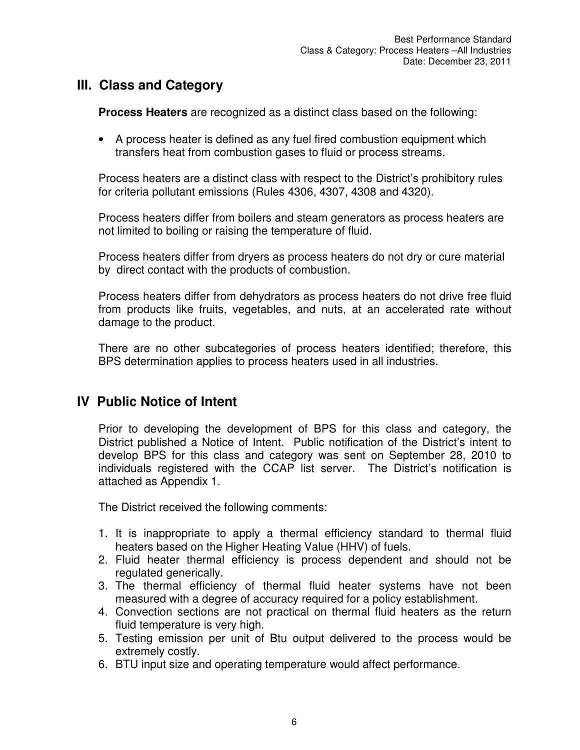## III. Class and Category

**Process Heaters** are recognized as a distinct class based on the following:

- A process heater is defined as any fuel fired combustion equipment which transfers heat from combustion gases to fluid or process streams.

Process heaters are a distinct class with respect to the District's prohibitory rules for criteria pollutant emissions (Rules 4306, 4307, 4308 and 4320).

Process heaters differ from boilers and steam generators as process heaters are not limited to boiling or raising the temperature of fluid.

Process heaters differ from dryers as process heaters do not dry or cure material by direct contact with the products of combustion.

Process heaters differ from dehydrators as process heaters do not drive free fluid from products like fruits, vegetables, and nuts, at an accelerated rate without damage to the product.

There are no other subcategories of process heaters identified; therefore, this BPS determination applies to process heaters used in all industries.

## IV Public Notice of Intent

Prior to developing the development of BPS for this class and category, the District published a Notice of Intent. Public notification of the District's intent to develop BPS for this class and category was sent on September 28, 2010 to individuals registered with the CCAP list server. The District's notification is attached as Appendix 1.

The District received the following comments:

1. It is inappropriate to apply a thermal efficiency standard to thermal fluid heaters based on the Higher Heating Value (HHV) of fuels.
2. Fluid heater thermal efficiency is process dependent and should not be regulated generically.
3. The thermal efficiency of thermal fluid heater systems have not been measured with a degree of accuracy required for a policy establishment.
4. Convection sections are not practical on thermal fluid heaters as the return fluid temperature is very high.
5. Testing emission per unit of Btu output delivered to the process would be extremely costly.
6. BTU input size and operating temperature would affect performance.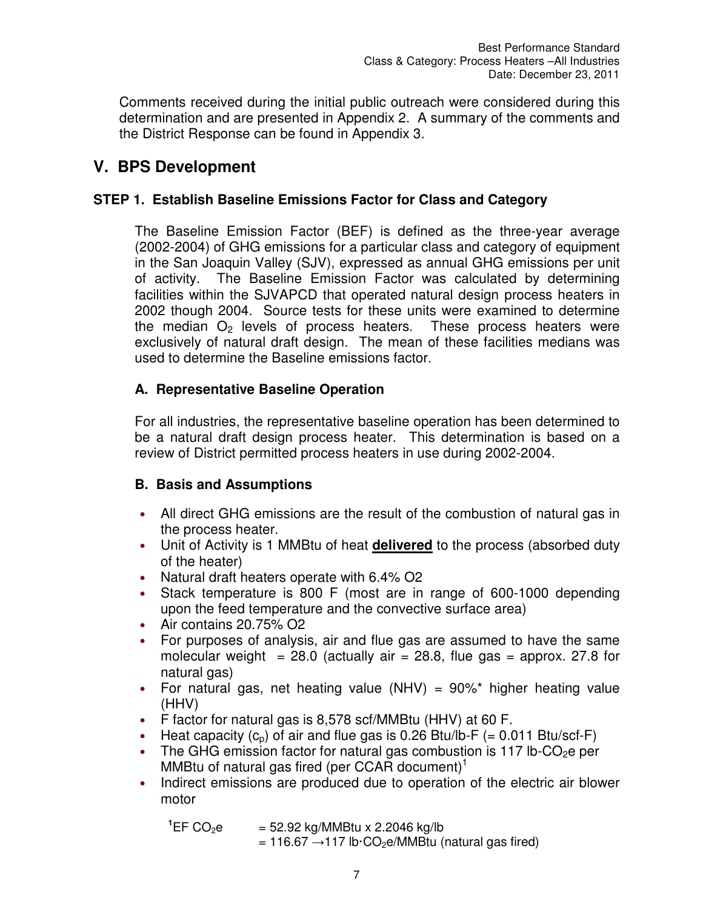Comments received during the initial public outreach were considered during this determination and are presented in Appendix 2. A summary of the comments and the District Response can be found in Appendix 3.

## V. BPS Development

### STEP 1. Establish Baseline Emissions Factor for Class and Category

The Baseline Emission Factor (BEF) is defined as the three-year average (2002-2004) of GHG emissions for a particular class and category of equipment in the San Joaquin Valley (SJV), expressed as annual GHG emissions per unit of activity. The Baseline Emission Factor was calculated by determining facilities within the SJVAPCD that operated natural design process heaters in 2002 though 2004. Source tests for these units were examined to determine the median $O_2$ levels of process heaters. These process heaters were exclusively of natural draft design. The mean of these facilities medians was used to determine the Baseline emissions factor.

#### A. Representative Baseline Operation

For all industries, the representative baseline operation has been determined to be a natural draft design process heater. This determination is based on a review of District permitted process heaters in use during 2002-2004.

#### B. Basis and Assumptions

- All direct GHG emissions are the result of the combustion of natural gas in the process heater.
- Unit of Activity is 1 MMBtu of heat **delivered** to the process (absorbed duty of the heater)
- Natural draft heaters operate with 6.4% O2
- Stack temperature is 800 F (most are in range of 600-1000 depending upon the feed temperature and the convective surface area)
- Air contains 20.75% O2
- For purposes of analysis, air and flue gas are assumed to have the same molecular weight = 28.0 (actually air = 28.8, flue gas = approx. 27.8 for natural gas)
- For natural gas, net heating value (NHV) = 90%* higher heating value (HHV)
- F factor for natural gas is 8,578 scf/MMBtu (HHV) at 60 F.
- Heat capacity ($c_p$) of air and flue gas is 0.26 Btu/lb-F (= 0.011 Btu/scf-F)
- The GHG emission factor for natural gas combustion is 117 lb-$CO_2$e per MMBtu of natural gas fired (per CCAR document)[1]
- Indirect emissions are produced due to operation of the electric air blower motor

[1]EF $CO_2$e = 52.92 kg/MMBtu x 2.2046 kg/lb
= 116.67 → 117 lb·$CO_2$e/MMBtu (natural gas fired)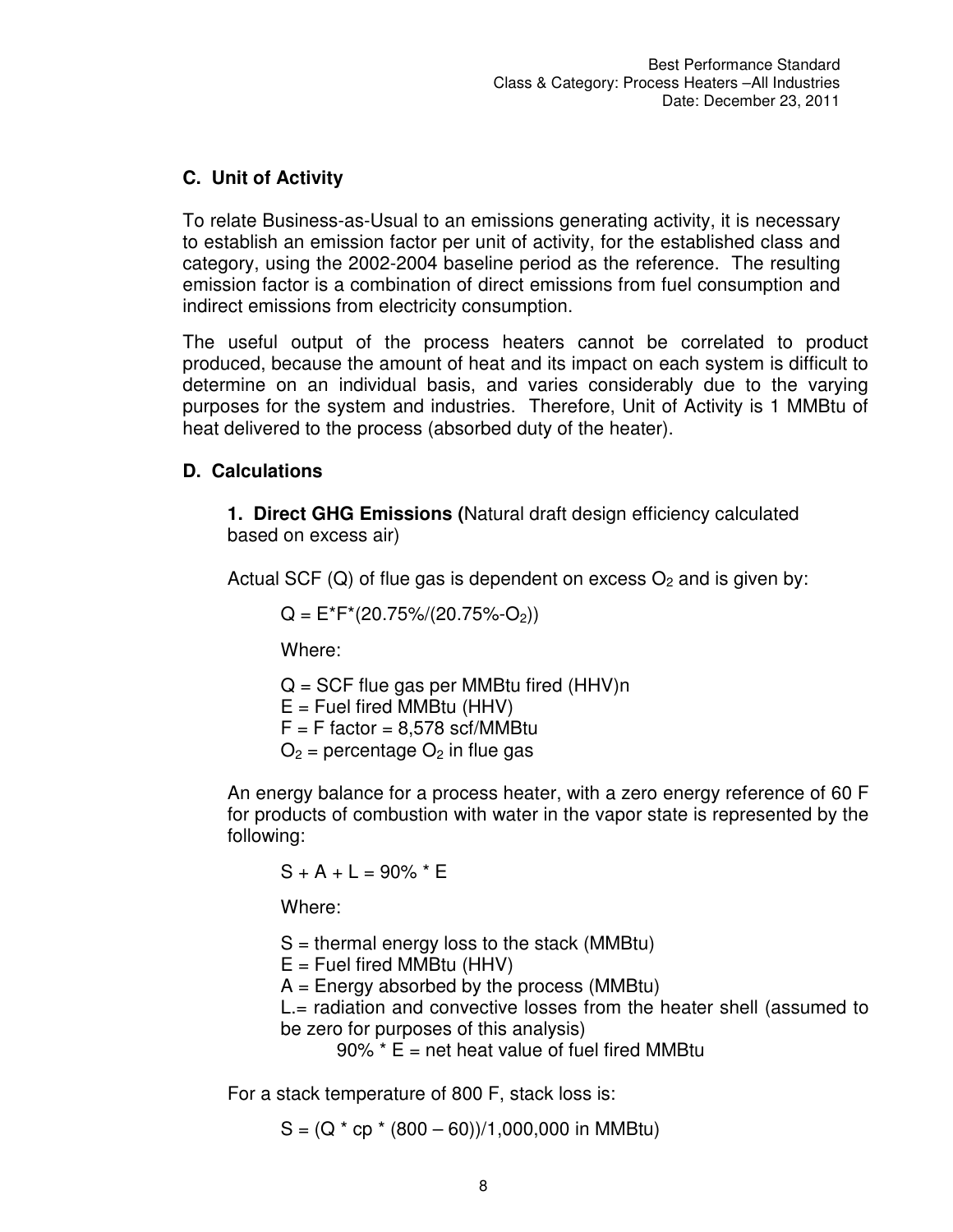## C. Unit of Activity

To relate Business-as-Usual to an emissions generating activity, it is necessary to establish an emission factor per unit of activity, for the established class and category, using the 2002-2004 baseline period as the reference. The resulting emission factor is a combination of direct emissions from fuel consumption and indirect emissions from electricity consumption.

The useful output of the process heaters cannot be correlated to product produced, because the amount of heat and its impact on each system is difficult to determine on an individual basis, and varies considerably due to the varying purposes for the system and industries. Therefore, Unit of Activity is 1 MMBtu of heat delivered to the process (absorbed duty of the heater).

## D. Calculations

**1. Direct GHG Emissions (**Natural draft design efficiency calculated based on excess air)

Actual SCF (Q) of flue gas is dependent on excess $O_2$ and is given by:

$$Q = E*F*(20.75\%/(20.75\%-O_2))$$

Where:

Q = SCF flue gas per MMBtu fired (HHV)n
E = Fuel fired MMBtu (HHV)
F = F factor = 8,578 scf/MMBtu
$O_2$ = percentage $O_2$ in flue gas

An energy balance for a process heater, with a zero energy reference of 60 F for products of combustion with water in the vapor state is represented by the following:

$$S + A + L = 90\% * E$$

Where:

S = thermal energy loss to the stack (MMBtu)
E = Fuel fired MMBtu (HHV)
A = Energy absorbed by the process (MMBtu)
L.= radiation and convective losses from the heater shell (assumed to be zero for purposes of this analysis)
90% * E = net heat value of fuel fired MMBtu

For a stack temperature of 800 F, stack loss is:

$$S = (Q * cp * (800 - 60))/1,000,000 \text{ in MMBtu})$$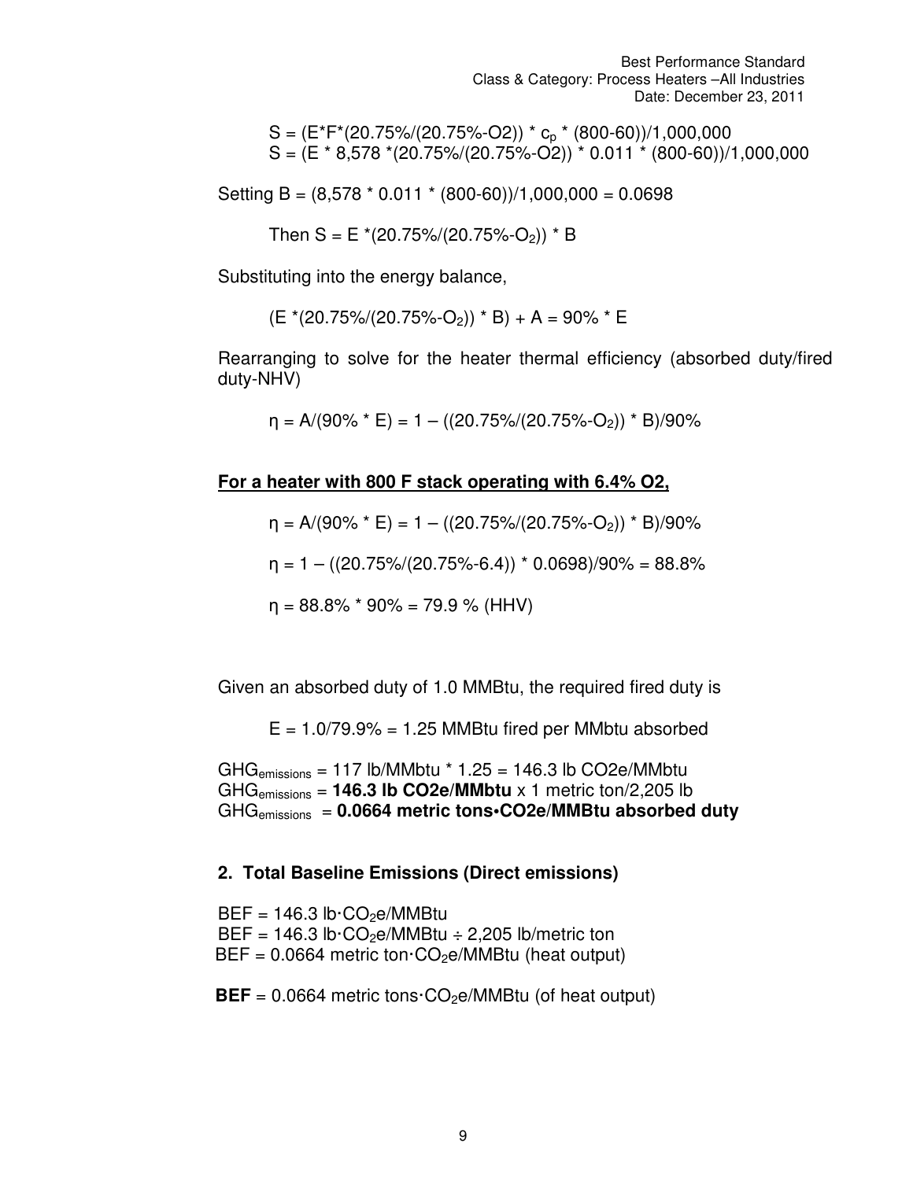$S = (E*F*(20.75\%/(20.75\%-O2)) * c_p * (800-60))/1{,}000{,}000$

$S = (E * 8{,}578 *(20.75\%/(20.75\%-O2)) * 0.011 * (800-60))/1{,}000{,}000$

Setting $B = (8{,}578 * 0.011 * (800-60))/1{,}000{,}000 = 0.0698$

Then $S = E *(20.75\%/(20.75\%-O_2)) * B$

Substituting into the energy balance,

$$(E *(20.75\%/(20.75\%-O_2)) * B) + A = 90\% * E$$

Rearranging to solve for the heater thermal efficiency (absorbed duty/fired duty-NHV)

$$\eta = A/(90\% * E) = 1 - ((20.75\%/(20.75\%-O_2)) * B)/90\%$$

**For a heater with 800 F stack operating with 6.4% O2,**

$$\eta = A/(90\% * E) = 1 - ((20.75\%/(20.75\%-O_2)) * B)/90\%$$

$$\eta = 1 - ((20.75\%/(20.75\%-6.4)) * 0.0698)/90\% = 88.8\%$$

$$\eta = 88.8\% * 90\% = 79.9\ \% \text{ (HHV)}$$

Given an absorbed duty of 1.0 MMBtu, the required fired duty is

$$E = 1.0/79.9\% = 1.25 \text{ MMBtu fired per MMbtu absorbed}$$

$GHG_{emissions}$ = 117 lb/MMbtu * 1.25 = 146.3 lb CO2e/MMbtu
$GHG_{emissions}$ = **146.3 lb CO2e/MMbtu** x 1 metric ton/2,205 lb
$GHG_{emissions}$ = **0.0664 metric tons•CO2e/MMBtu absorbed duty**

## 2. Total Baseline Emissions (Direct emissions)

BEF = 146.3 lb·$CO_2$e/MMBtu
BEF = 146.3 lb·$CO_2$e/MMBtu ÷ 2,205 lb/metric ton
BEF = 0.0664 metric ton·$CO_2$e/MMBtu (heat output)

**BEF** = 0.0664 metric tons·$CO_2$e/MMBtu (of heat output)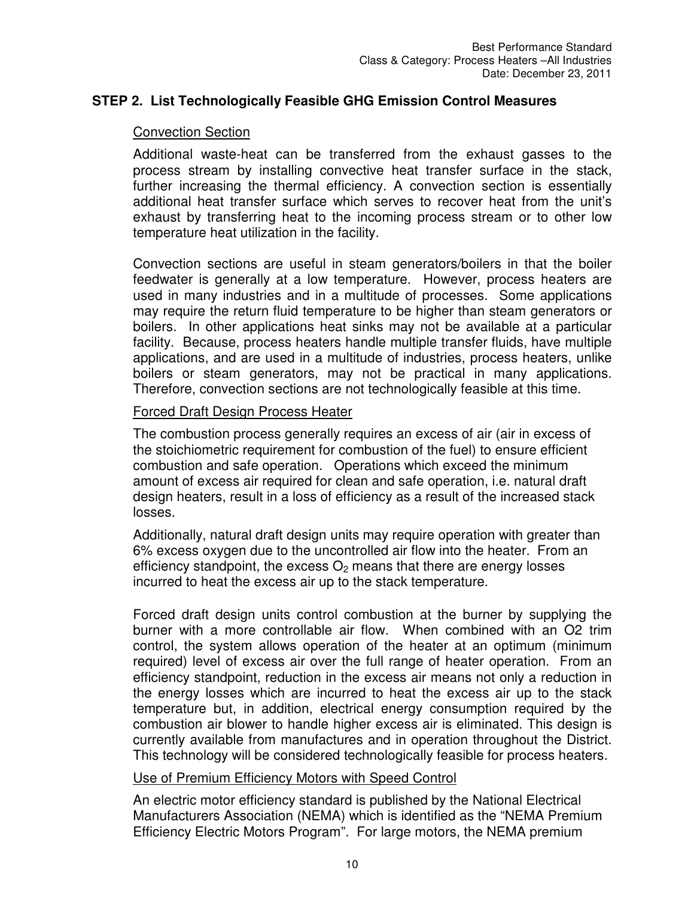## STEP 2. List Technologically Feasible GHG Emission Control Measures

Convection Section

Additional waste-heat can be transferred from the exhaust gasses to the process stream by installing convective heat transfer surface in the stack, further increasing the thermal efficiency. A convection section is essentially additional heat transfer surface which serves to recover heat from the unit's exhaust by transferring heat to the incoming process stream or to other low temperature heat utilization in the facility.

Convection sections are useful in steam generators/boilers in that the boiler feedwater is generally at a low temperature. However, process heaters are used in many industries and in a multitude of processes. Some applications may require the return fluid temperature to be higher than steam generators or boilers. In other applications heat sinks may not be available at a particular facility. Because, process heaters handle multiple transfer fluids, have multiple applications, and are used in a multitude of industries, process heaters, unlike boilers or steam generators, may not be practical in many applications. Therefore, convection sections are not technologically feasible at this time.

Forced Draft Design Process Heater

The combustion process generally requires an excess of air (air in excess of the stoichiometric requirement for combustion of the fuel) to ensure efficient combustion and safe operation. Operations which exceed the minimum amount of excess air required for clean and safe operation, i.e. natural draft design heaters, result in a loss of efficiency as a result of the increased stack losses.

Additionally, natural draft design units may require operation with greater than 6% excess oxygen due to the uncontrolled air flow into the heater. From an efficiency standpoint, the excess $O_2$ means that there are energy losses incurred to heat the excess air up to the stack temperature.

Forced draft design units control combustion at the burner by supplying the burner with a more controllable air flow. When combined with an O2 trim control, the system allows operation of the heater at an optimum (minimum required) level of excess air over the full range of heater operation. From an efficiency standpoint, reduction in the excess air means not only a reduction in the energy losses which are incurred to heat the excess air up to the stack temperature but, in addition, electrical energy consumption required by the combustion air blower to handle higher excess air is eliminated. This design is currently available from manufactures and in operation throughout the District. This technology will be considered technologically feasible for process heaters.

Use of Premium Efficiency Motors with Speed Control

An electric motor efficiency standard is published by the National Electrical Manufacturers Association (NEMA) which is identified as the "NEMA Premium Efficiency Electric Motors Program". For large motors, the NEMA premium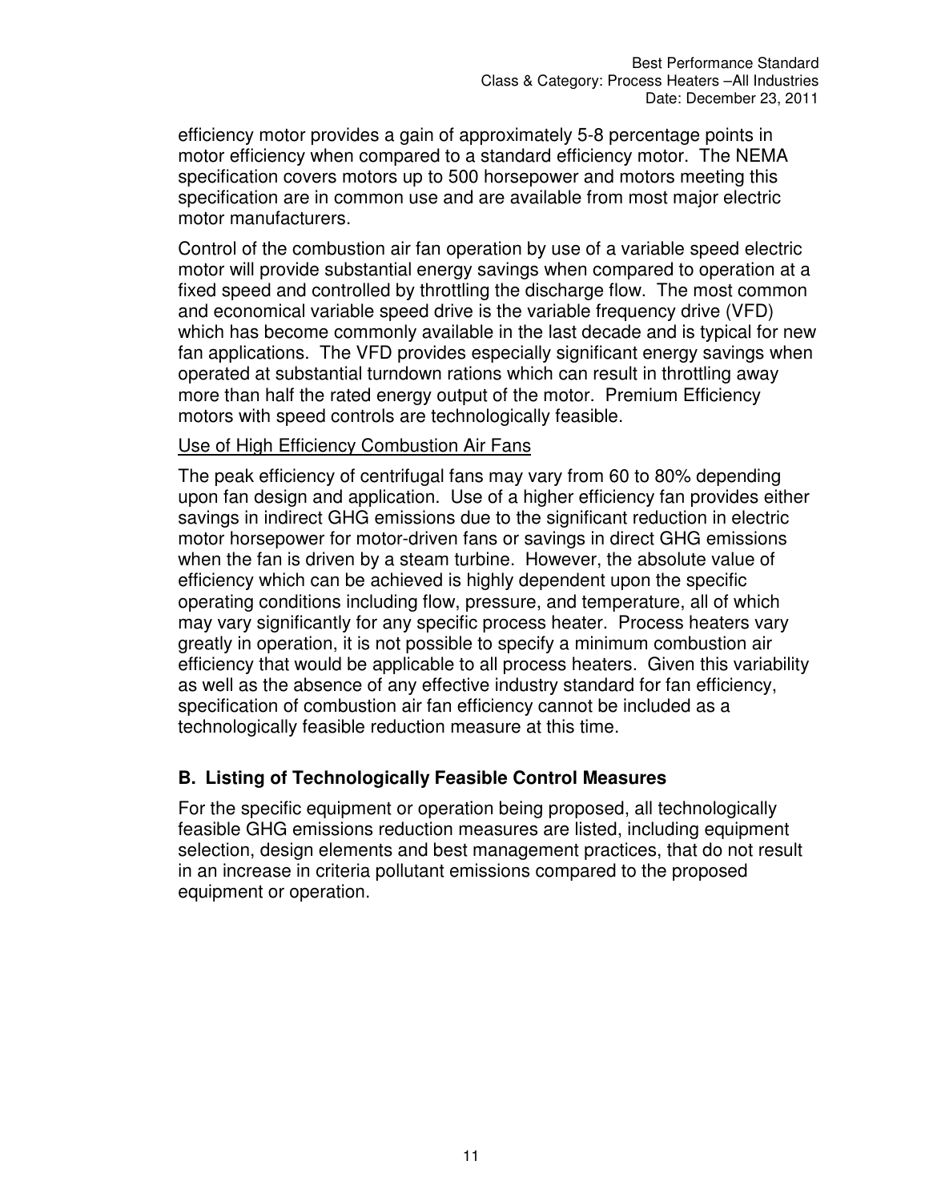efficiency motor provides a gain of approximately 5-8 percentage points in motor efficiency when compared to a standard efficiency motor. The NEMA specification covers motors up to 500 horsepower and motors meeting this specification are in common use and are available from most major electric motor manufacturers.

Control of the combustion air fan operation by use of a variable speed electric motor will provide substantial energy savings when compared to operation at a fixed speed and controlled by throttling the discharge flow. The most common and economical variable speed drive is the variable frequency drive (VFD) which has become commonly available in the last decade and is typical for new fan applications. The VFD provides especially significant energy savings when operated at substantial turndown rations which can result in throttling away more than half the rated energy output of the motor. Premium Efficiency motors with speed controls are technologically feasible.

Use of High Efficiency Combustion Air Fans

The peak efficiency of centrifugal fans may vary from 60 to 80% depending upon fan design and application. Use of a higher efficiency fan provides either savings in indirect GHG emissions due to the significant reduction in electric motor horsepower for motor-driven fans or savings in direct GHG emissions when the fan is driven by a steam turbine. However, the absolute value of efficiency which can be achieved is highly dependent upon the specific operating conditions including flow, pressure, and temperature, all of which may vary significantly for any specific process heater. Process heaters vary greatly in operation, it is not possible to specify a minimum combustion air efficiency that would be applicable to all process heaters. Given this variability as well as the absence of any effective industry standard for fan efficiency, specification of combustion air fan efficiency cannot be included as a technologically feasible reduction measure at this time.

## B. Listing of Technologically Feasible Control Measures

For the specific equipment or operation being proposed, all technologically feasible GHG emissions reduction measures are listed, including equipment selection, design elements and best management practices, that do not result in an increase in criteria pollutant emissions compared to the proposed equipment or operation.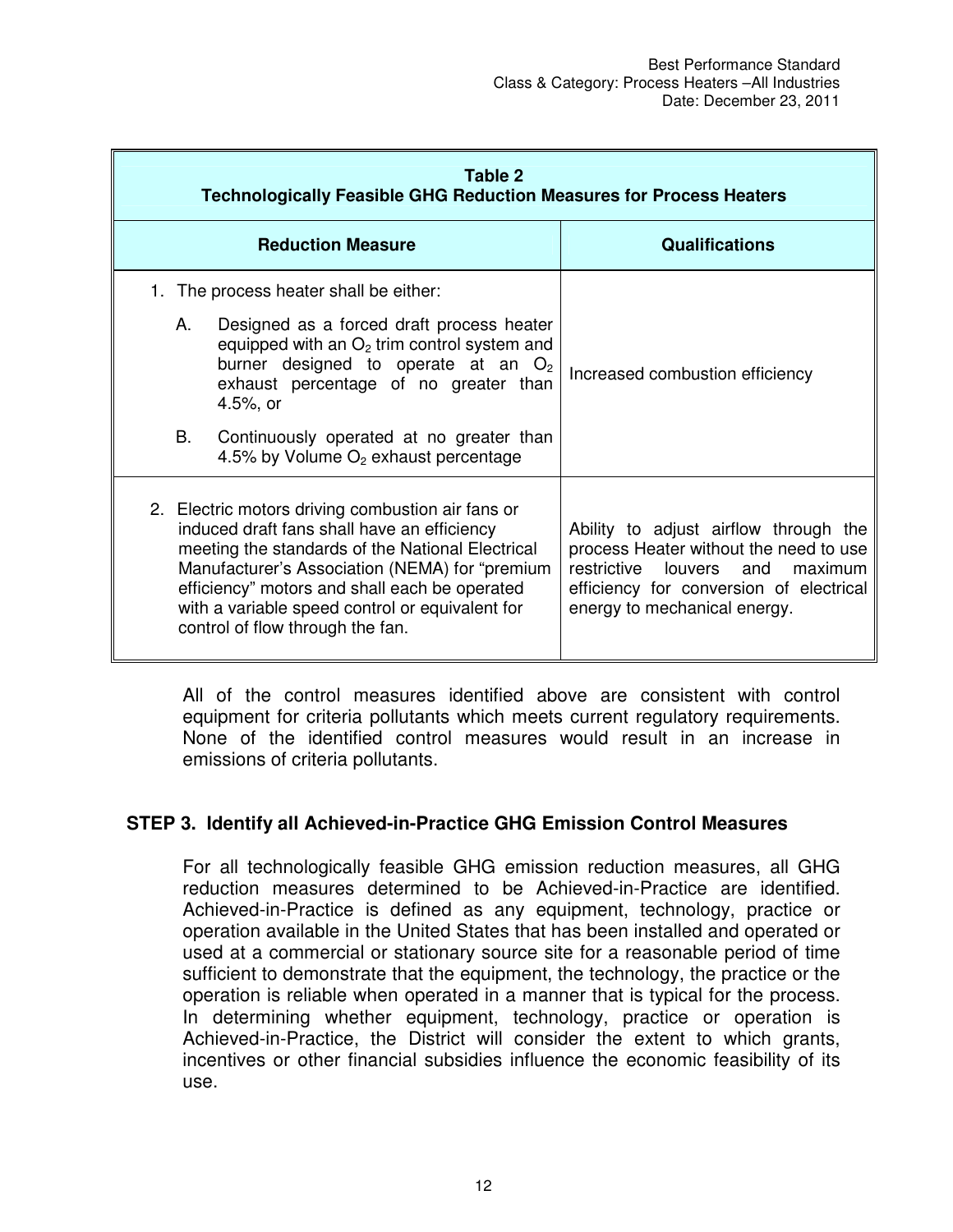| Table 2<br>Technologically Feasible GHG Reduction Measures for Process Heaters | |
|---|---|
| **Reduction Measure** | **Qualifications** |
| 1. The process heater shall be either:<br>A. Designed as a forced draft process heater equipped with an $O_2$ trim control system and burner designed to operate at an $O_2$ exhaust percentage of no greater than 4.5%, or<br>B. Continuously operated at no greater than 4.5% by Volume $O_2$ exhaust percentage | Increased combustion efficiency |
| 2. Electric motors driving combustion air fans or induced draft fans shall have an efficiency meeting the standards of the National Electrical Manufacturer's Association (NEMA) for "premium efficiency" motors and shall each be operated with a variable speed control or equivalent for control of flow through the fan. | Ability to adjust airflow through the process Heater without the need to use restrictive louvers and maximum efficiency for conversion of electrical energy to mechanical energy. |

All of the control measures identified above are consistent with control equipment for criteria pollutants which meets current regulatory requirements. None of the identified control measures would result in an increase in emissions of criteria pollutants.

## STEP 3. Identify all Achieved-in-Practice GHG Emission Control Measures

For all technologically feasible GHG emission reduction measures, all GHG reduction measures determined to be Achieved-in-Practice are identified. Achieved-in-Practice is defined as any equipment, technology, practice or operation available in the United States that has been installed and operated or used at a commercial or stationary source site for a reasonable period of time sufficient to demonstrate that the equipment, the technology, the practice or the operation is reliable when operated in a manner that is typical for the process. In determining whether equipment, technology, practice or operation is Achieved-in-Practice, the District will consider the extent to which grants, incentives or other financial subsidies influence the economic feasibility of its use.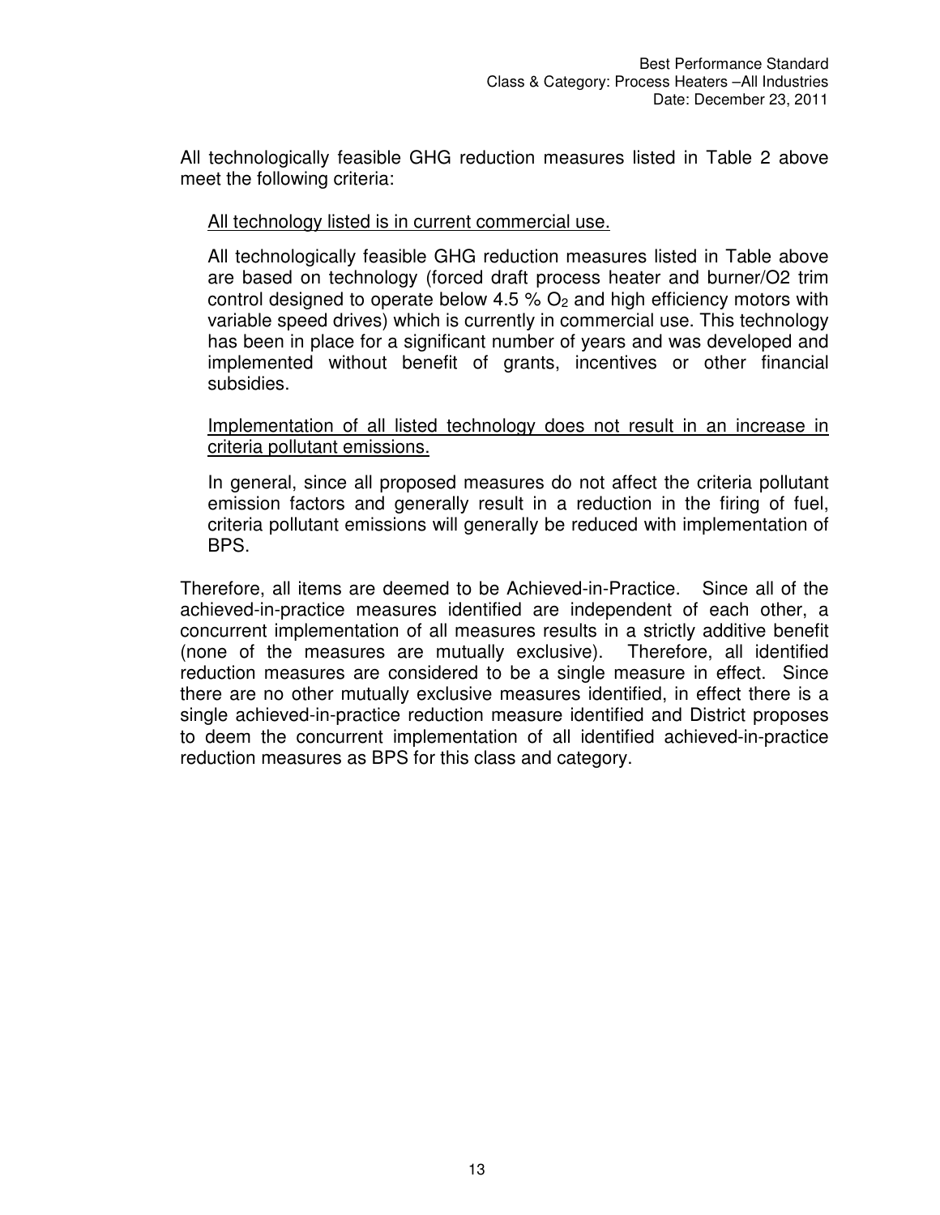All technologically feasible GHG reduction measures listed in Table 2 above meet the following criteria:

<u>All technology listed is in current commercial use.</u>

All technologically feasible GHG reduction measures listed in Table above are based on technology (forced draft process heater and burner/O2 trim control designed to operate below 4.5 % $O_2$ and high efficiency motors with variable speed drives) which is currently in commercial use. This technology has been in place for a significant number of years and was developed and implemented without benefit of grants, incentives or other financial subsidies.

<u>Implementation of all listed technology does not result in an increase in criteria pollutant emissions.</u>

In general, since all proposed measures do not affect the criteria pollutant emission factors and generally result in a reduction in the firing of fuel, criteria pollutant emissions will generally be reduced with implementation of BPS.

Therefore, all items are deemed to be Achieved-in-Practice. Since all of the achieved-in-practice measures identified are independent of each other, a concurrent implementation of all measures results in a strictly additive benefit (none of the measures are mutually exclusive). Therefore, all identified reduction measures are considered to be a single measure in effect. Since there are no other mutually exclusive measures identified, in effect there is a single achieved-in-practice reduction measure identified and District proposes to deem the concurrent implementation of all identified achieved-in-practice reduction measures as BPS for this class and category.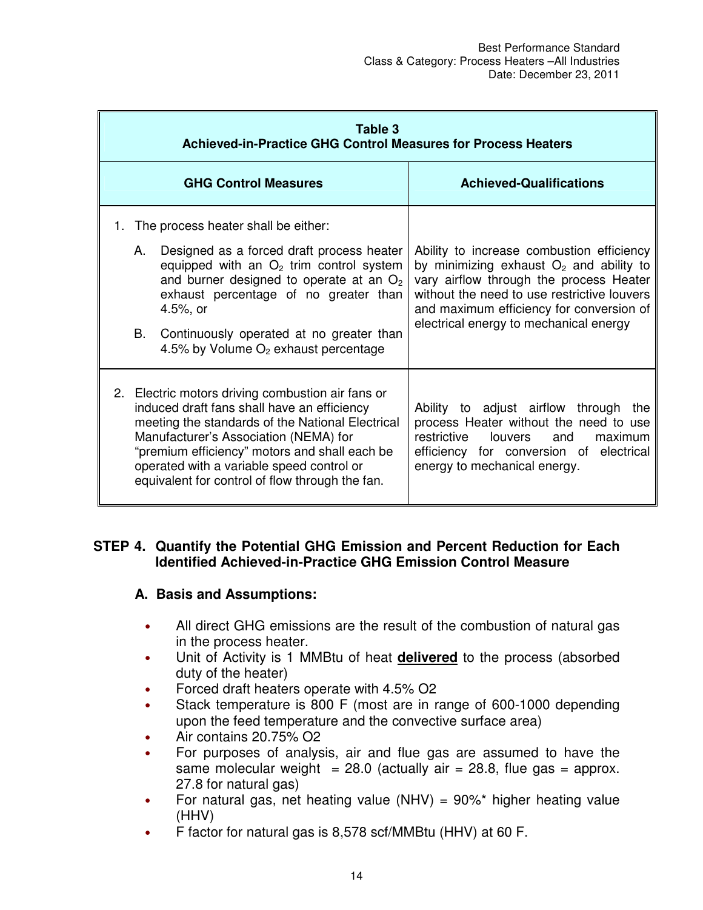| Table 3<br>Achieved-in-Practice GHG Control Measures for Process Heaters | |
|---|---|
| **GHG Control Measures** | **Achieved-Qualifications** |
| 1. The process heater shall be either:<br>A. Designed as a forced draft process heater equipped with an $O_2$ trim control system and burner designed to operate at an $O_2$ exhaust percentage of no greater than 4.5%, or<br>B. Continuously operated at no greater than 4.5% by Volume $O_2$ exhaust percentage | Ability to increase combustion efficiency by minimizing exhaust $O_2$ and ability to vary airflow through the process Heater without the need to use restrictive louvers and maximum efficiency for conversion of electrical energy to mechanical energy |
| 2. Electric motors driving combustion air fans or induced draft fans shall have an efficiency meeting the standards of the National Electrical Manufacturer's Association (NEMA) for "premium efficiency" motors and shall each be operated with a variable speed control or equivalent for control of flow through the fan. | Ability to adjust airflow through the process Heater without the need to use restrictive louvers and maximum efficiency for conversion of electrical energy to mechanical energy. |

## STEP 4. Quantify the Potential GHG Emission and Percent Reduction for Each Identified Achieved-in-Practice GHG Emission Control Measure

### A. Basis and Assumptions:

- All direct GHG emissions are the result of the combustion of natural gas in the process heater.
- Unit of Activity is 1 MMBtu of heat **delivered** to the process (absorbed duty of the heater)
- Forced draft heaters operate with 4.5% O2
- Stack temperature is 800 F (most are in range of 600-1000 depending upon the feed temperature and the convective surface area)
- Air contains 20.75% O2
- For purposes of analysis, air and flue gas are assumed to have the same molecular weight = 28.0 (actually air = 28.8, flue gas = approx. 27.8 for natural gas)
- For natural gas, net heating value (NHV) = 90%* higher heating value (HHV)
- F factor for natural gas is 8,578 scf/MMBtu (HHV) at 60 F.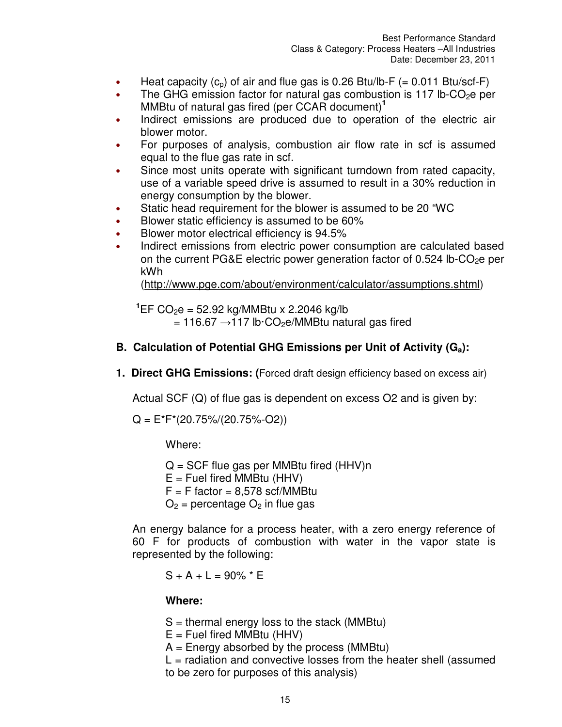- Heat capacity ($c_p$) of air and flue gas is 0.26 Btu/lb-F (= 0.011 Btu/scf-F)
- The GHG emission factor for natural gas combustion is 117 lb-$CO_2$e per MMBtu of natural gas fired (per CCAR document)[1]
- Indirect emissions are produced due to operation of the electric air blower motor.
- For purposes of analysis, combustion air flow rate in scf is assumed equal to the flue gas rate in scf.
- Since most units operate with significant turndown from rated capacity, use of a variable speed drive is assumed to result in a 30% reduction in energy consumption by the blower.
- Static head requirement for the blower is assumed to be 20 "WC
- Blower static efficiency is assumed to be 60%
- Blower motor electrical efficiency is 94.5%
- Indirect emissions from electric power consumption are calculated based on the current PG&E electric power generation factor of 0.524 lb-$CO_2$e per kWh (http://www.pge.com/about/environment/calculator/assumptions.shtml)

[1]EF $CO_2$e = 52.92 kg/MMBtu x 2.2046 kg/lb
= 116.67 →117 lb·$CO_2$e/MMBtu natural gas fired

## B. Calculation of Potential GHG Emissions per Unit of Activity ($G_a$):

### 1. Direct GHG Emissions: (Forced draft design efficiency based on excess air)

Actual SCF (Q) of flue gas is dependent on excess O2 and is given by:

$$Q = E*F*(20.75\%/(20.75\%-O2))$$

Where:

Q = SCF flue gas per MMBtu fired (HHV)n
E = Fuel fired MMBtu (HHV)
F = F factor = 8,578 scf/MMBtu
$O_2$ = percentage $O_2$ in flue gas

An energy balance for a process heater, with a zero energy reference of 60 F for products of combustion with water in the vapor state is represented by the following:

$$S + A + L = 90\% * E$$

**Where:**

S = thermal energy loss to the stack (MMBtu)
E = Fuel fired MMBtu (HHV)
A = Energy absorbed by the process (MMBtu)
L = radiation and convective losses from the heater shell (assumed to be zero for purposes of this analysis)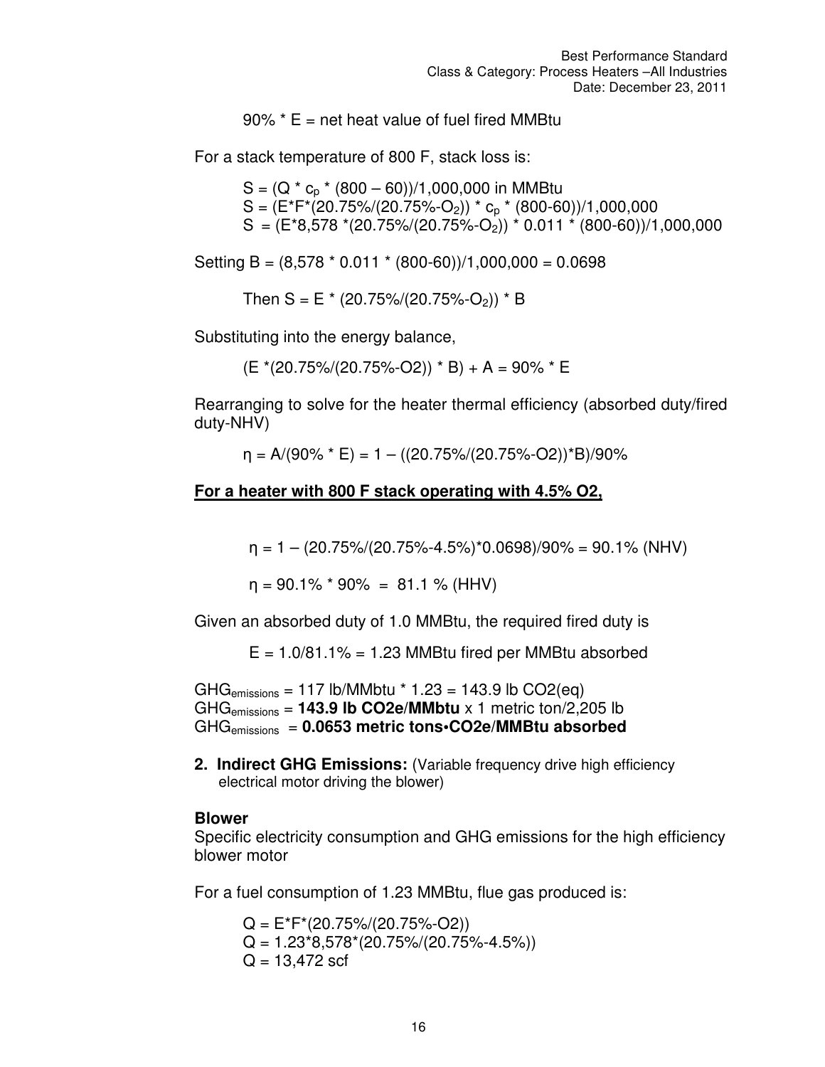$90\% * E$ = net heat value of fuel fired MMBtu

For a stack temperature of 800 F, stack loss is:

$$S = (Q * c_p * (800 – 60))/1{,}000{,}000 \text{ in MMBtu}$$
$$S = (E*F*(20.75\%/(20.75\%-O_2)) * c_p * (800-60))/1{,}000{,}000$$
$$S = (E*8{,}578 *(20.75\%/(20.75\%-O_2)) * 0.011 * (800-60))/1{,}000{,}000$$

Setting $B = (8{,}578 * 0.011 * (800-60))/1{,}000{,}000 = 0.0698$

Then $S = E * (20.75\%/(20.75\%-O_2)) * B$

Substituting into the energy balance,

$$(E *(20.75\%/(20.75\%-O2)) * B) + A = 90\% * E$$

Rearranging to solve for the heater thermal efficiency (absorbed duty/fired duty-NHV)

$$\eta = A/(90\% * E) = 1 – ((20.75\%/(20.75\%-O2))*B)/90\%$$

**For a heater with 800 F stack operating with 4.5% O2,**

$$\eta = 1 – (20.75\%/(20.75\%-4.5\%)*0.0698)/90\% = 90.1\% \text{ (NHV)}$$

$$\eta = 90.1\% * 90\% = 81.1 \% \text{ (HHV)}$$

Given an absorbed duty of 1.0 MMBtu, the required fired duty is

$$E = 1.0/81.1\% = 1.23 \text{ MMBtu fired per MMBtu absorbed}$$

$GHG_{emissions}$ = 117 lb/MMbtu * 1.23 = 143.9 lb CO2(eq)
$GHG_{emissions}$ = **143.9 lb CO2e/MMbtu** x 1 metric ton/2,205 lb
$GHG_{emissions}$ = **0.0653 metric tons•CO2e/MMBtu absorbed**

**2. Indirect GHG Emissions:** (Variable frequency drive high efficiency electrical motor driving the blower)

**Blower**
Specific electricity consumption and GHG emissions for the high efficiency blower motor

For a fuel consumption of 1.23 MMBtu, flue gas produced is:

$$Q = E*F*(20.75\%/(20.75\%-O2))$$
$$Q = 1.23*8{,}578*(20.75\%/(20.75\%-4.5\%))$$
$$Q = 13{,}472 \text{ scf}$$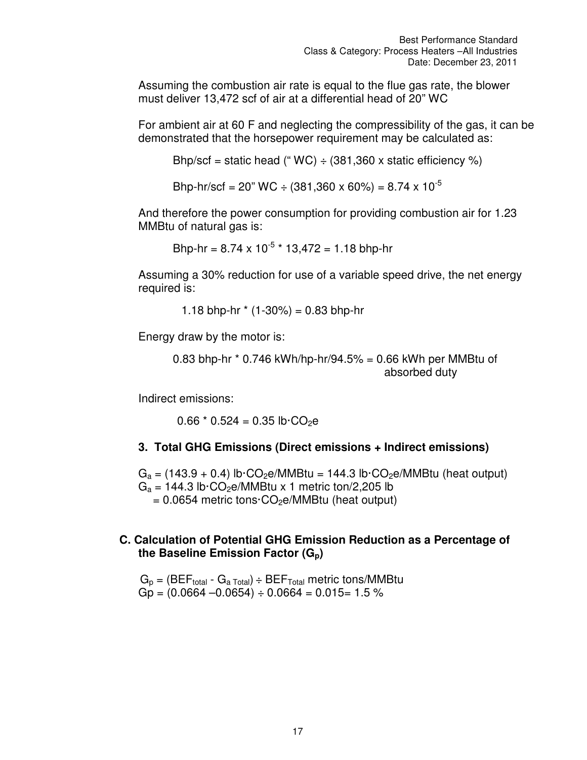Assuming the combustion air rate is equal to the flue gas rate, the blower must deliver 13,472 scf of air at a differential head of 20" WC

For ambient air at 60 F and neglecting the compressibility of the gas, it can be demonstrated that the horsepower requirement may be calculated as:

Bhp/scf = static head (" WC) ÷ (381,360 x static efficiency %)

Bhp-hr/scf = 20" WC ÷ (381,360 x 60%) = $8.74 \times 10^{-5}$

And therefore the power consumption for providing combustion air for 1.23 MMBtu of natural gas is:

Bhp-hr = $8.74 \times 10^{-5}$ * 13,472 = 1.18 bhp-hr

Assuming a 30% reduction for use of a variable speed drive, the net energy required is:

1.18 bhp-hr * (1-30%) = 0.83 bhp-hr

Energy draw by the motor is:

0.83 bhp-hr * 0.746 kWh/hp-hr/94.5% = 0.66 kWh per MMBtu of absorbed duty

Indirect emissions:

0.66 * 0.524 = 0.35 lb·$CO_2$e

### 3. Total GHG Emissions (Direct emissions + Indirect emissions)

$G_a$ = (143.9 + 0.4) lb·$CO_2$e/MMBtu = 144.3 lb·$CO_2$e/MMBtu (heat output)
$G_a$ = 144.3 lb·$CO_2$e/MMBtu x 1 metric ton/2,205 lb
= 0.0654 metric tons·$CO_2$e/MMBtu (heat output)

## C. Calculation of Potential GHG Emission Reduction as a Percentage of the Baseline Emission Factor ($G_p$)

$G_p$ = ($BEF_{total}$ - $G_{a\ Total}$) ÷ $BEF_{Total}$ metric tons/MMBtu
Gp = (0.0664 –0.0654) ÷ 0.0664 = 0.015= 1.5 %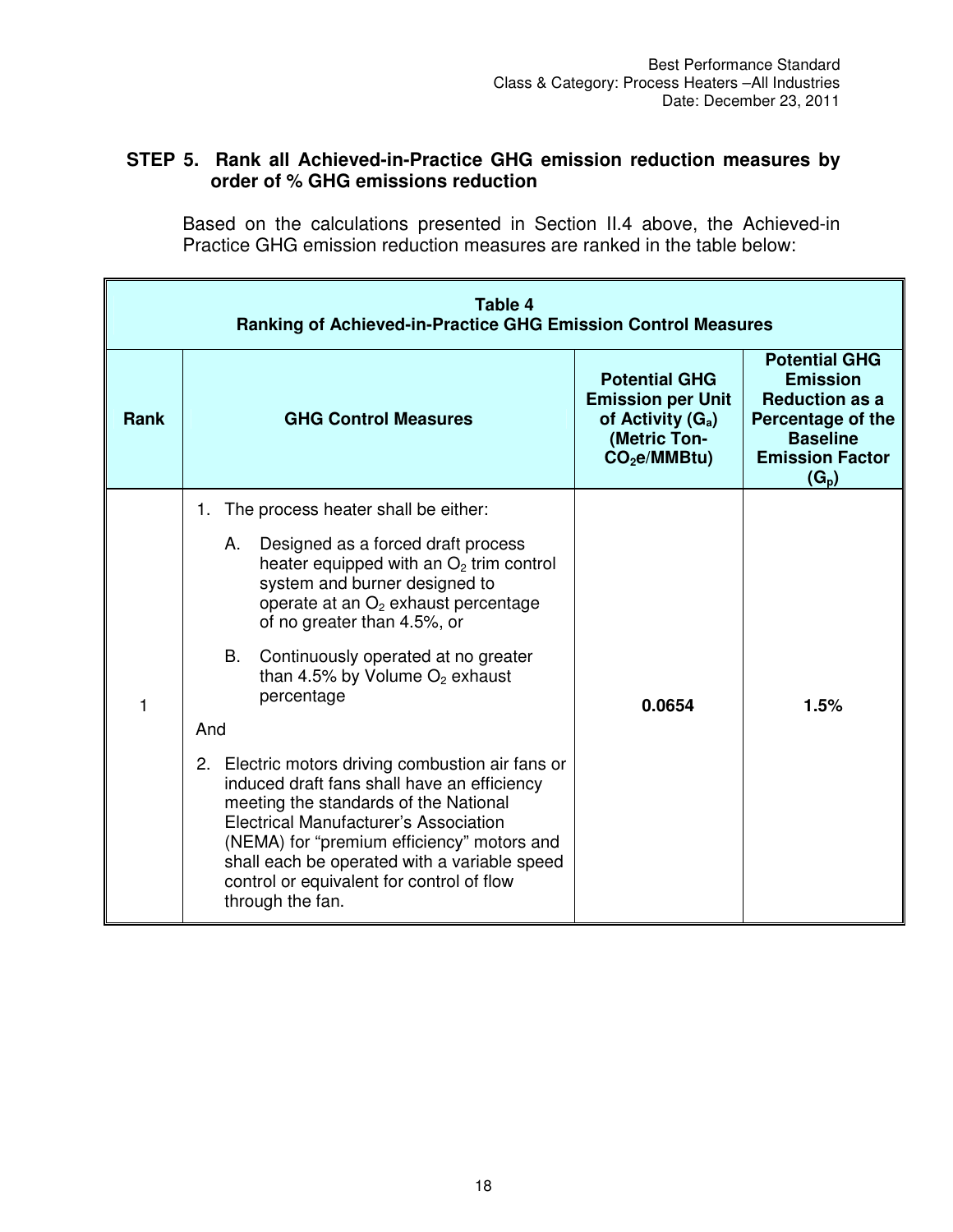### STEP 5. Rank all Achieved-in-Practice GHG emission reduction measures by order of % GHG emissions reduction

Based on the calculations presented in Section II.4 above, the Achieved-in Practice GHG emission reduction measures are ranked in the table below:

**Table 4**
**Ranking of Achieved-in-Practice GHG Emission Control Measures**

| Rank | GHG Control Measures | Potential GHG Emission per Unit of Activity ($G_a$) (Metric Ton-$CO_2$e/MMBtu) | Potential GHG Emission Reduction as a Percentage of the Baseline Emission Factor ($G_p$) |
|---|---|---|---|
| 1 | 1. The process heater shall be either:<br>A. Designed as a forced draft process heater equipped with an $O_2$ trim control system and burner designed to operate at an $O_2$ exhaust percentage of no greater than 4.5%, or<br>B. Continuously operated at no greater than 4.5% by Volume $O_2$ exhaust percentage<br>And<br>2. Electric motors driving combustion air fans or induced draft fans shall have an efficiency meeting the standards of the National Electrical Manufacturer's Association (NEMA) for "premium efficiency" motors and shall each be operated with a variable speed control or equivalent for control of flow through the fan. | **0.0654** | **1.5%** |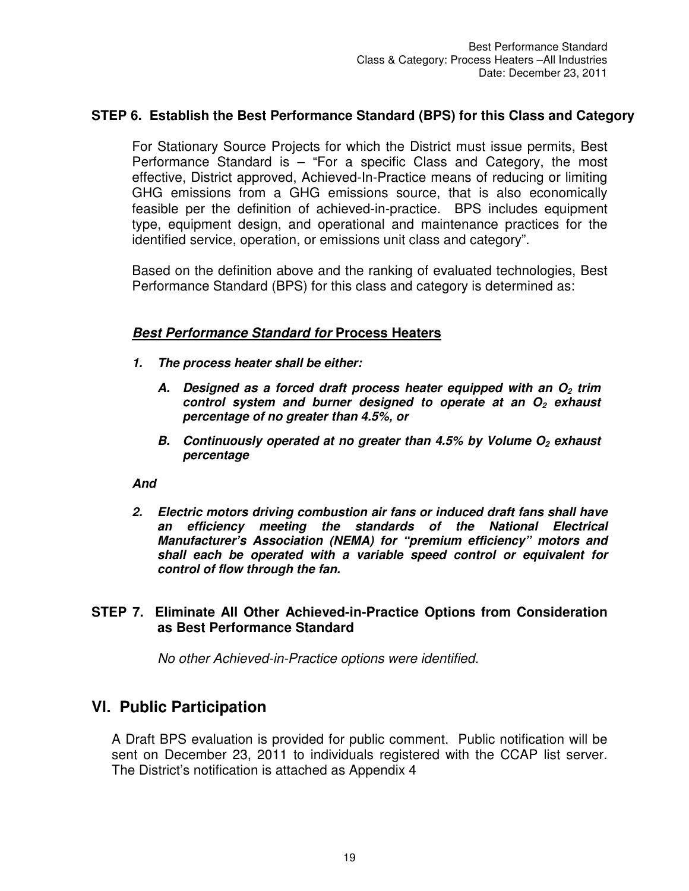### STEP 6. Establish the Best Performance Standard (BPS) for this Class and Category

For Stationary Source Projects for which the District must issue permits, Best Performance Standard is – "For a specific Class and Category, the most effective, District approved, Achieved-In-Practice means of reducing or limiting GHG emissions from a GHG emissions source, that is also economically feasible per the definition of achieved-in-practice. BPS includes equipment type, equipment design, and operational and maintenance practices for the identified service, operation, or emissions unit class and category".

Based on the definition above and the ranking of evaluated technologies, Best Performance Standard (BPS) for this class and category is determined as:

***Best Performance Standard for* Process Heaters**

***1. The process heater shall be either:***

- ***A. Designed as a forced draft process heater equipped with an $O_2$ trim control system and burner designed to operate at an $O_2$ exhaust percentage of no greater than 4.5%, or***
- ***B. Continuously operated at no greater than 4.5% by Volume $O_2$ exhaust percentage***

***And***

***2. Electric motors driving combustion air fans or induced draft fans shall have an efficiency meeting the standards of the National Electrical Manufacturer's Association (NEMA) for "premium efficiency" motors and shall each be operated with a variable speed control or equivalent for control of flow through the fan.***

### STEP 7. Eliminate All Other Achieved-in-Practice Options from Consideration as Best Performance Standard

*No other Achieved-in-Practice options were identified.*

## VI. Public Participation

A Draft BPS evaluation is provided for public comment. Public notification will be sent on December 23, 2011 to individuals registered with the CCAP list server. The District's notification is attached as Appendix 4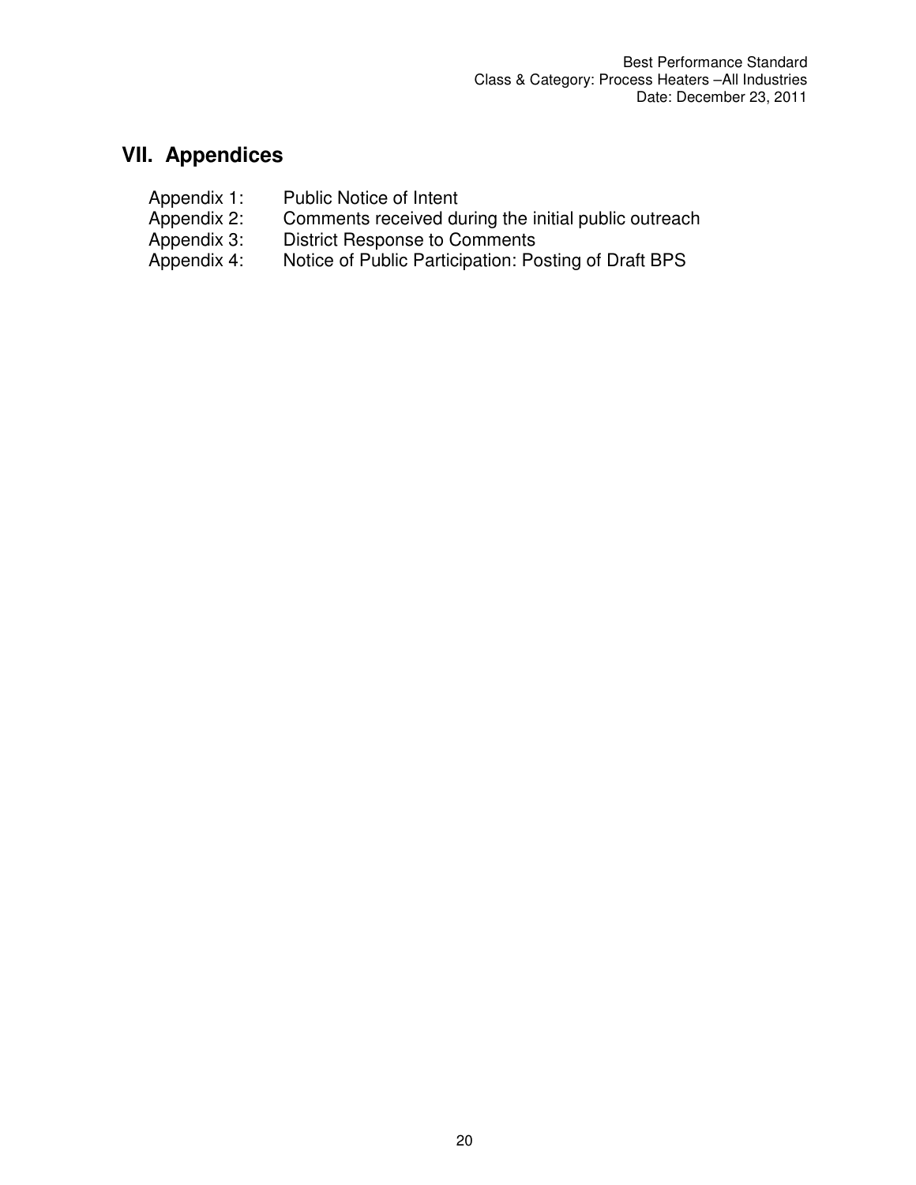## VII. Appendices

Appendix 1: Public Notice of Intent
Appendix 2: Comments received during the initial public outreach
Appendix 3: District Response to Comments
Appendix 4: Notice of Public Participation: Posting of Draft BPS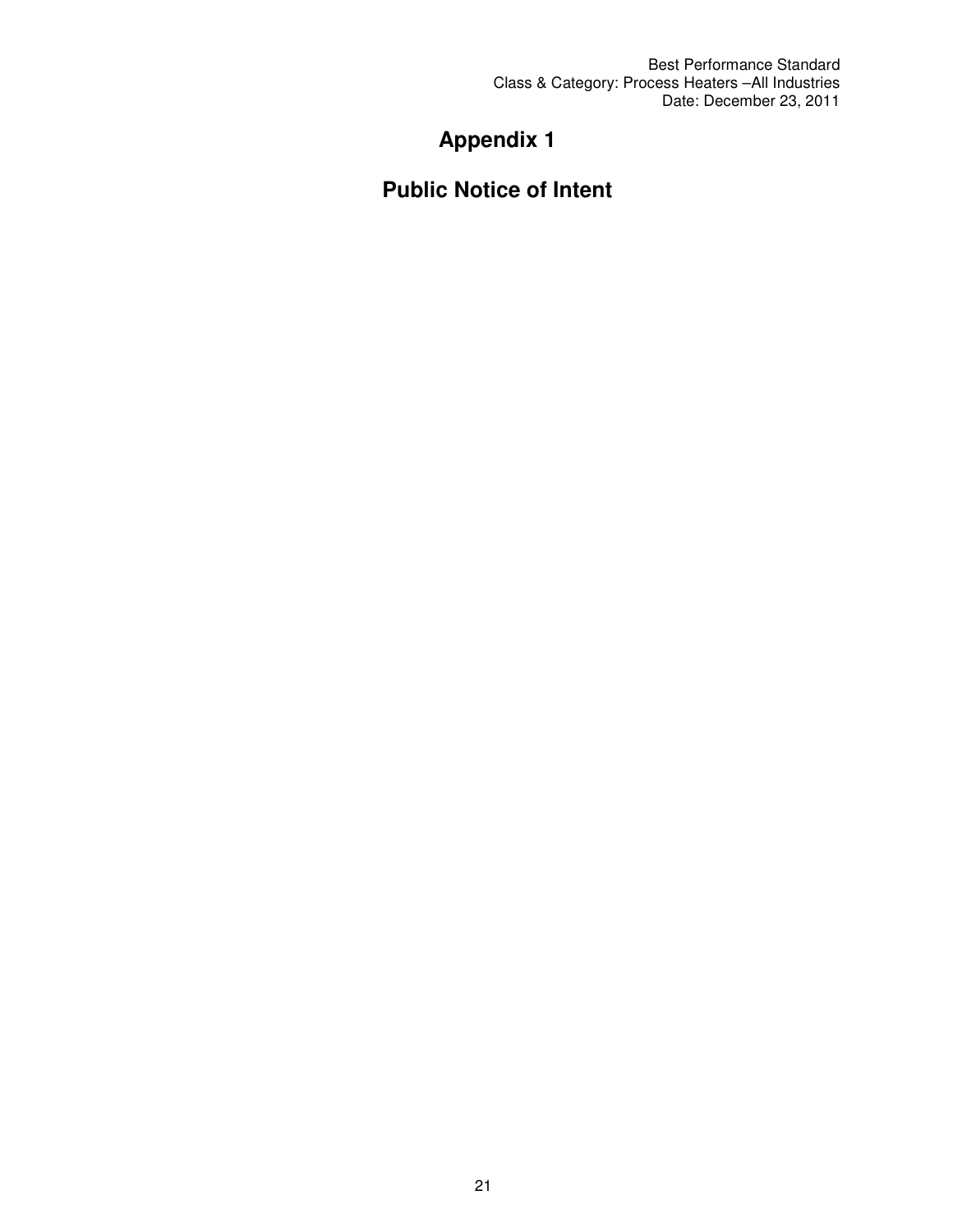# Appendix 1

# Public Notice of Intent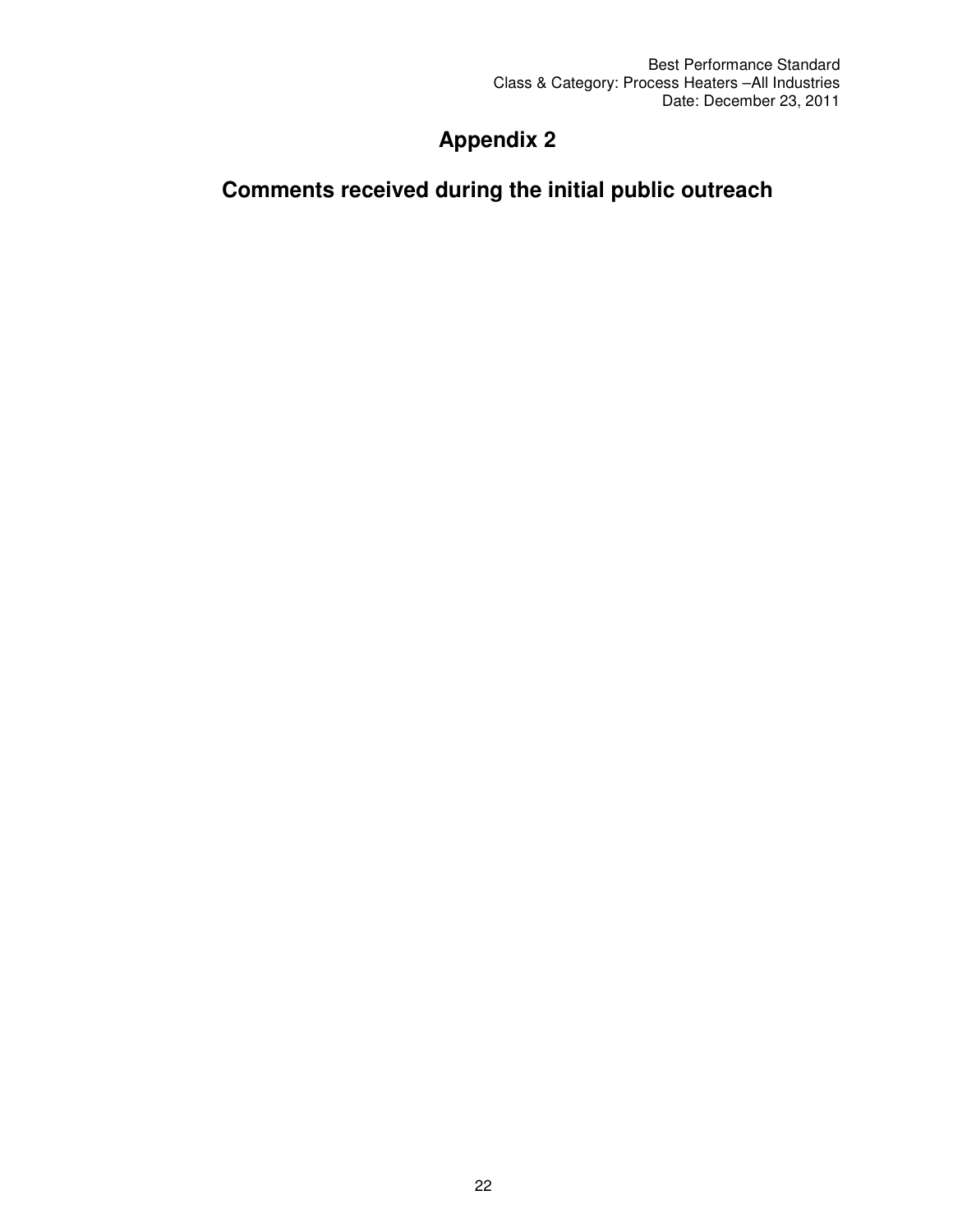# Appendix 2

## Comments received during the initial public outreach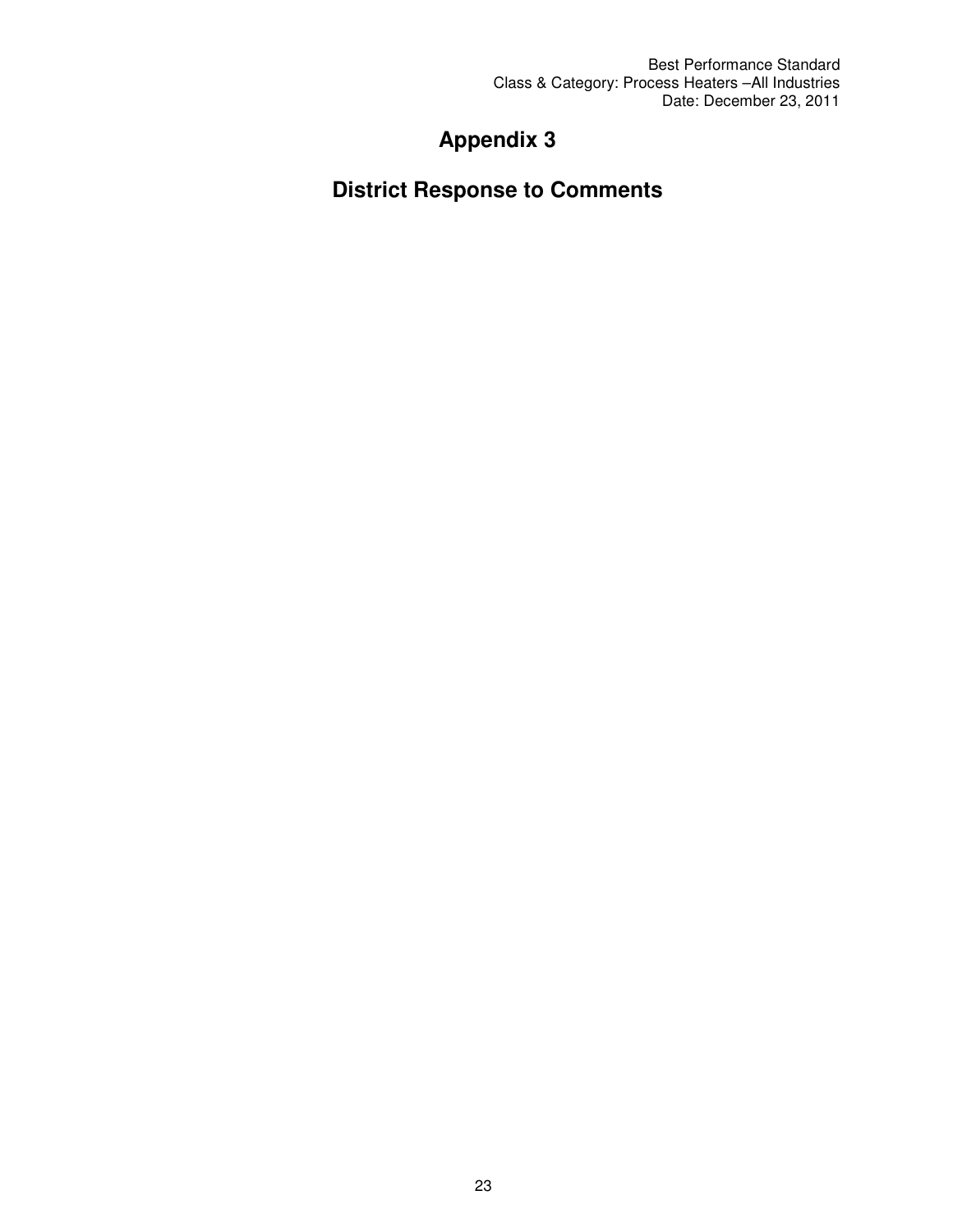# Appendix 3

# District Response to Comments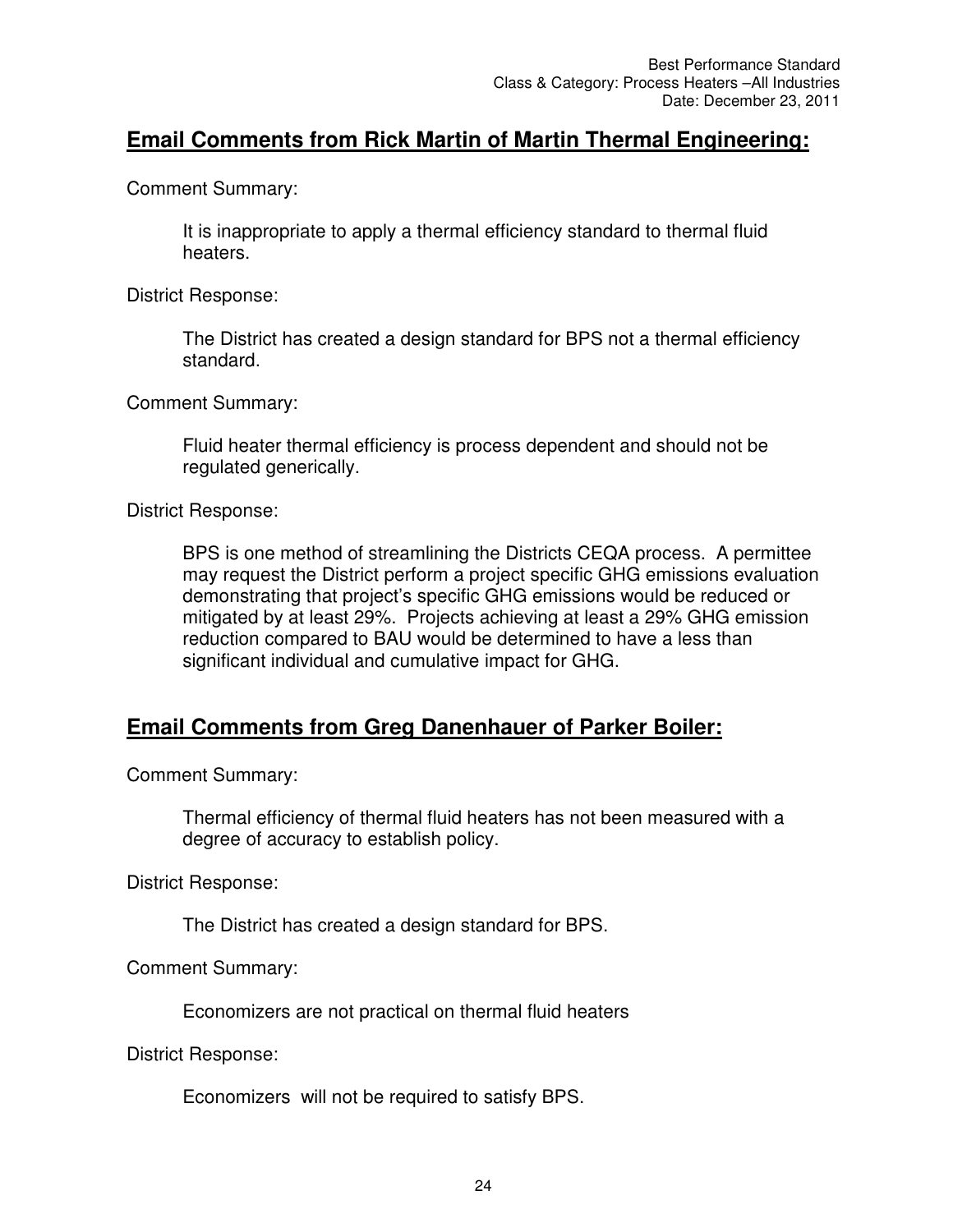## Email Comments from Rick Martin of Martin Thermal Engineering:

Comment Summary:

> It is inappropriate to apply a thermal efficiency standard to thermal fluid heaters.

District Response:

> The District has created a design standard for BPS not a thermal efficiency standard.

Comment Summary:

> Fluid heater thermal efficiency is process dependent and should not be regulated generically.

District Response:

> BPS is one method of streamlining the Districts CEQA process. A permittee may request the District perform a project specific GHG emissions evaluation demonstrating that project's specific GHG emissions would be reduced or mitigated by at least 29%. Projects achieving at least a 29% GHG emission reduction compared to BAU would be determined to have a less than significant individual and cumulative impact for GHG.

## Email Comments from Greg Danenhauer of Parker Boiler:

Comment Summary:

> Thermal efficiency of thermal fluid heaters has not been measured with a degree of accuracy to establish policy.

District Response:

> The District has created a design standard for BPS.

Comment Summary:

> Economizers are not practical on thermal fluid heaters

District Response:

> Economizers will not be required to satisfy BPS.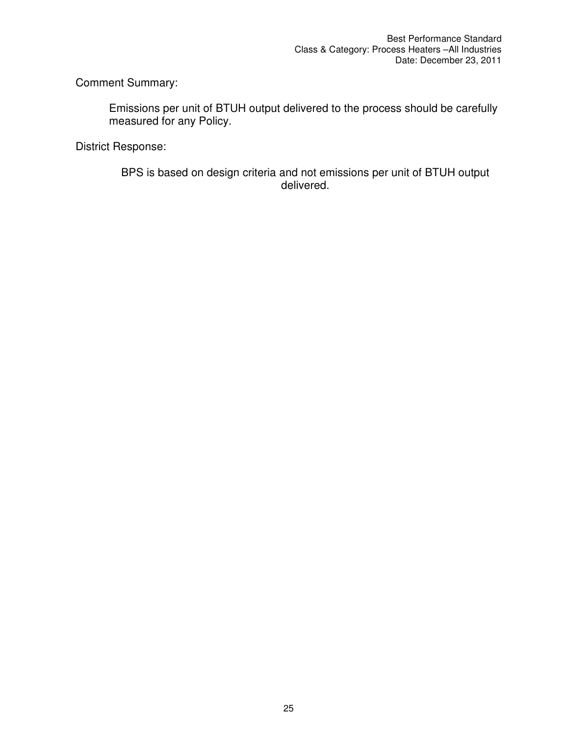Comment Summary:

> Emissions per unit of BTUH output delivered to the process should be carefully measured for any Policy.

District Response:

> BPS is based on design criteria and not emissions per unit of BTUH output delivered.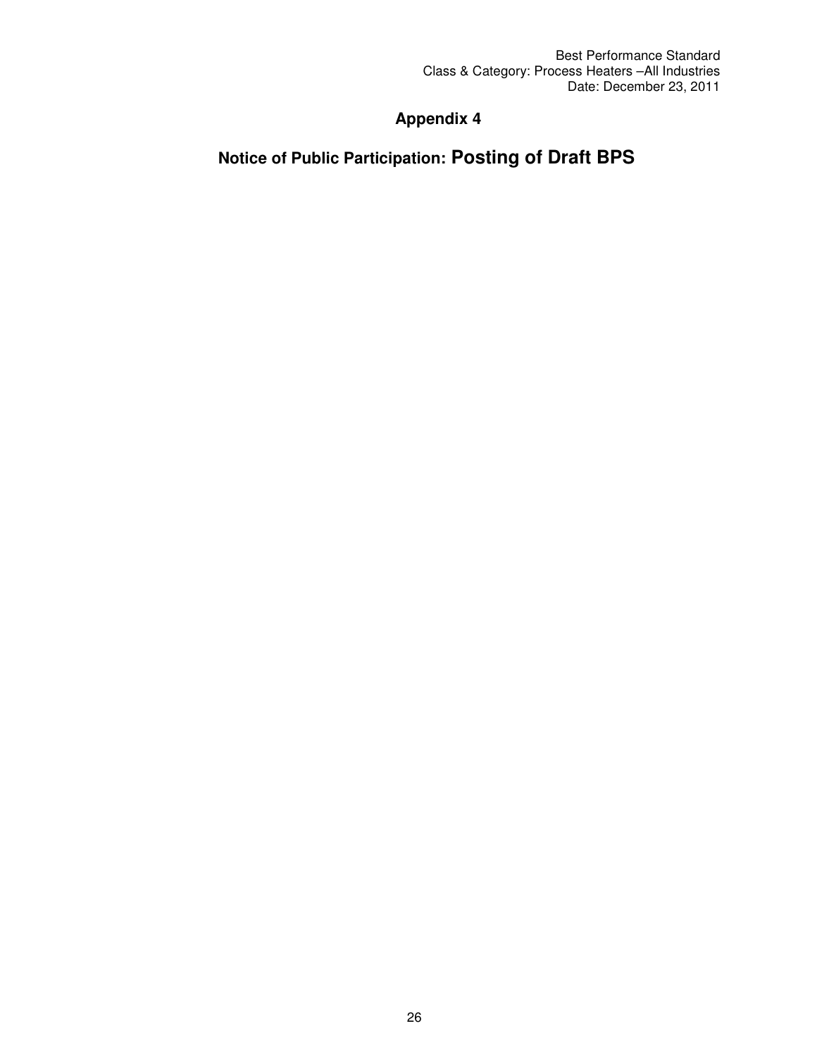# Appendix 4

## Notice of Public Participation: Posting of Draft BPS